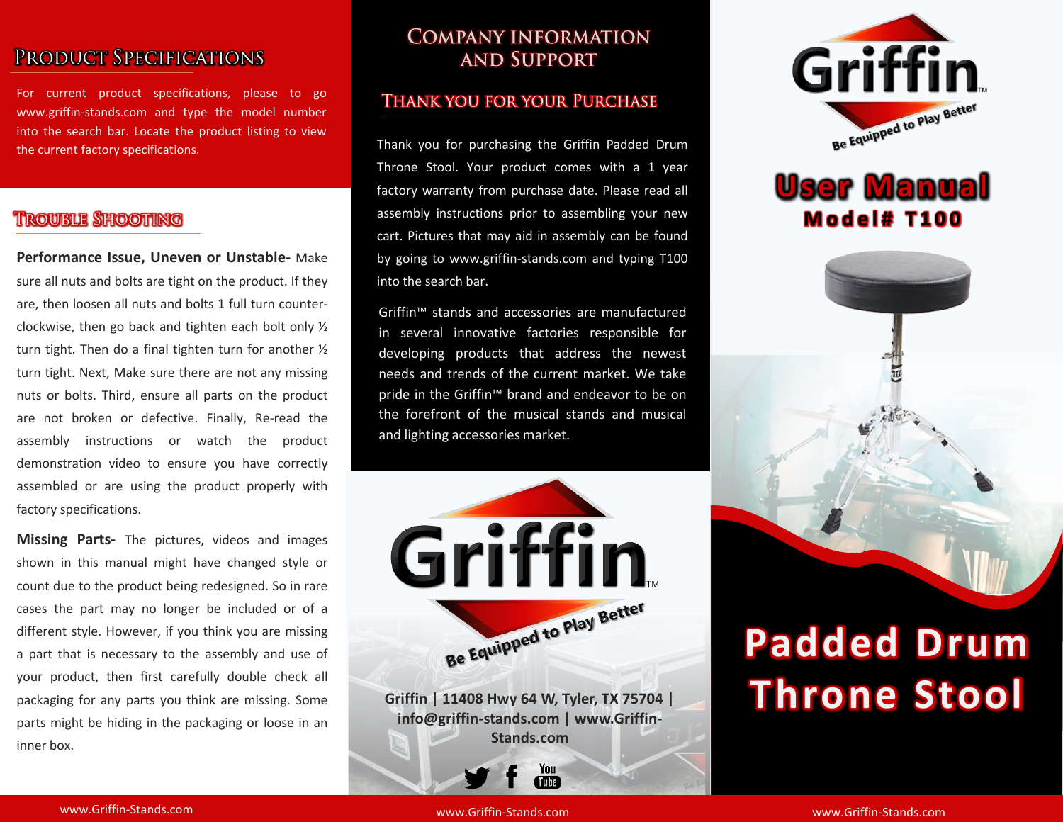## Product Specifications

For current product specifications, please to go www.griffin-stands.com and type the model number into the search bar. Locate the product listing to view the current factory specifications.

## Trouble Shooting

**Performance Issue, Uneven or Unstable-** Make sure all nuts and bolts are tight on the product. If they are, then loosen all nuts and bolts 1 full turn counter-clockwise, then go back and tighten each bolt only ½ turn tight. Then do a final tighten turn for another ½ turn tight. Next, Make sure there are not any missing nuts or bolts. Third, ensure all parts on the product are not broken or defective. Finally, Re-read the assembly instructions or watch the product demonstration video to ensure you have correctly assembled or are using the product properly with factory specifications.

**Missing Parts-** The pictures, videos and images shown in this manual might have changed style or count due to the product being redesigned. So in rare cases the part may no longer be included or of a different style. However, if you think you are missing a part that is necessary to the assembly and use of your product, then first carefully double check all packaging for any parts you think are missing. Some parts might be hiding in the packaging or loose in an inner box.

## Company Information and Support

### Thank You for Your Purchase

Thank you for purchasing the Griffin Padded Drum Throne Stool. Your product comes with a 1 year factory warranty from purchase date. Please read all assembly instructions prior to assembling your new cart. Pictures that may aid in assembly can be found by going to www.griffin-stands.com and typing T100 into the search bar.

Griffin™ stands and accessories are manufactured in several innovative factories responsible for developing products that address the newest needs and trends of the current market. We take pride in the Griffin™ brand and endeavor to be on the forefront of the musical stands and musical and lighting accessories market.

Griffin™
Be Equipped to Play Better

**Griffin | 11408 Hwy 64 W, Tyler, TX 75704 | info@griffin-stands.com | www.Griffin-Stands.com**

Griffin™
Be Equipped to Play Better

# User Manual

## Model# T100

# Padded Drum Throne Stool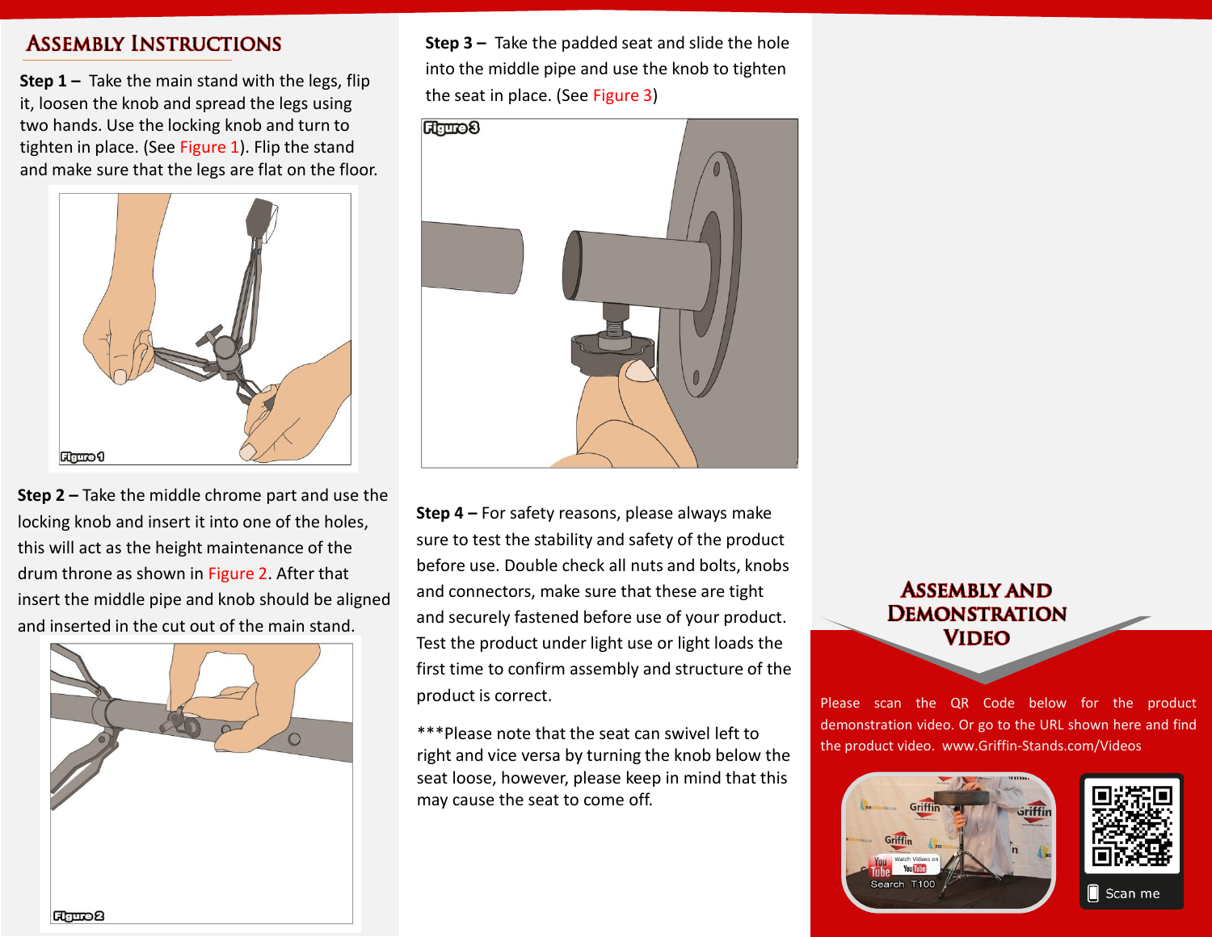# Assembly Instructions

**Step 1 –** Take the main stand with the legs, flip it, loosen the knob and spread the legs using two hands. Use the locking knob and turn to tighten in place. (See Figure 1). Flip the stand and make sure that the legs are flat on the floor.

Figure 1

**Step 2 –** Take the middle chrome part and use the locking knob and insert it into one of the holes, this will act as the height maintenance of the drum throne as shown in Figure 2. After that insert the middle pipe and knob should be aligned and inserted in the cut out of the main stand.

Figure 2

**Step 3 –** Take the padded seat and slide the hole into the middle pipe and use the knob to tighten the seat in place. (See Figure 3)

Figure 3

**Step 4 –** For safety reasons, please always make sure to test the stability and safety of the product before use. Double check all nuts and bolts, knobs and connectors, make sure that these are tight and securely fastened before use of your product. Test the product under light use or light loads the first time to confirm assembly and structure of the product is correct.

***Please note that the seat can swivel left to right and vice versa by turning the knob below the seat loose, however, please keep in mind that this may cause the seat to come off.

## Assembly and Demonstration Video

Please scan the QR Code below for the product demonstration video. Or go to the URL shown here and find the product video. www.Griffin-Stands.com/Videos

Scan me